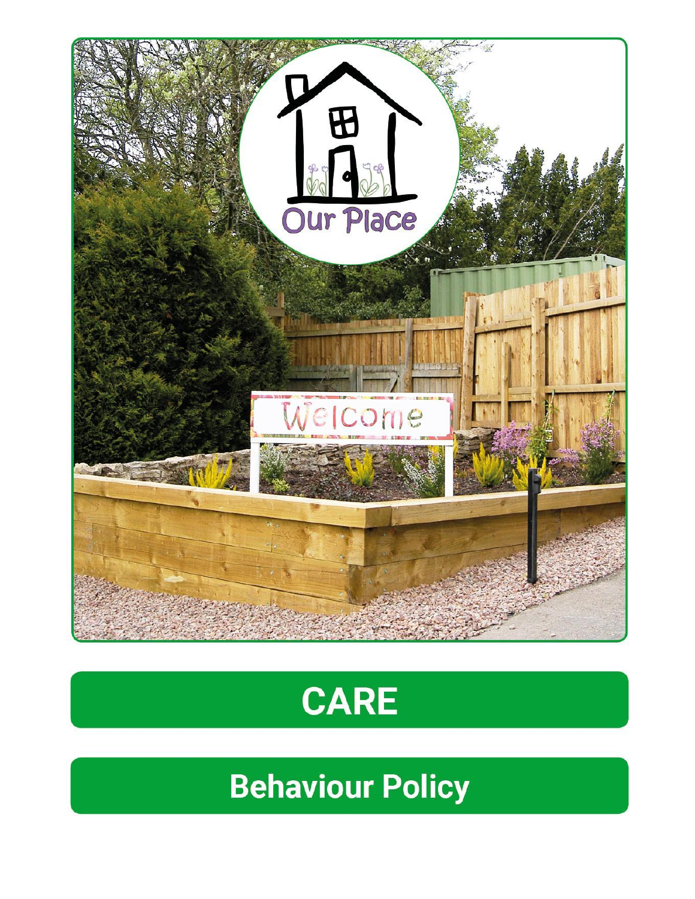# CARE

## Behaviour Policy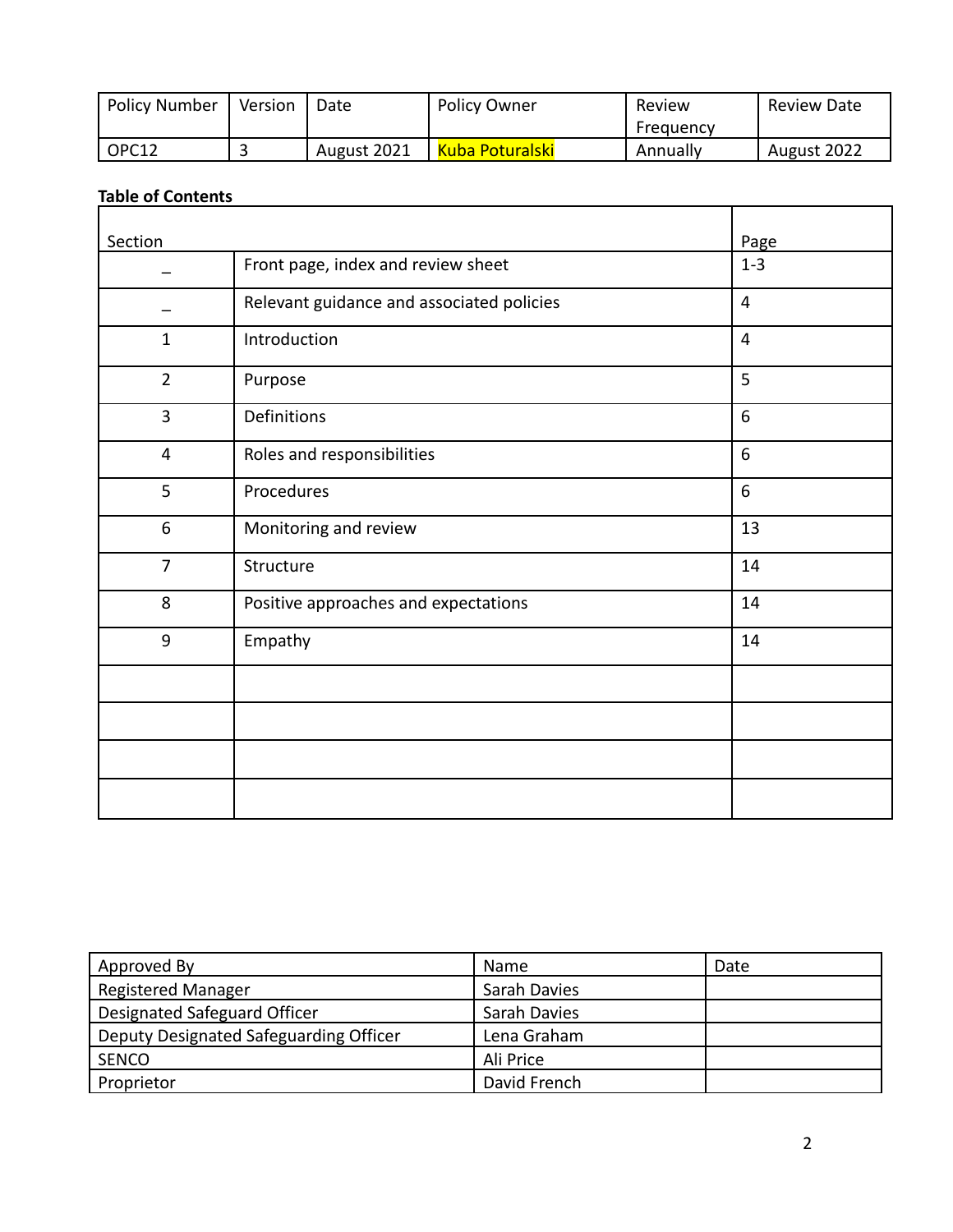| Policy Number | Version | Date | Policy Owner | Review Frequency | Review Date |
|---|---|---|---|---|---|
| OPC12 | 3 | August 2021 | Kuba Poturalski | Annually | August 2022 |

**Table of Contents**

| Section | | Page |
|---|---|---|
| _ | Front page, index and review sheet | 1-3 |
| _ | Relevant guidance and associated policies | 4 |
| 1 | Introduction | 4 |
| 2 | Purpose | 5 |
| 3 | Definitions | 6 |
| 4 | Roles and responsibilities | 6 |
| 5 | Procedures | 6 |
| 6 | Monitoring and review | 13 |
| 7 | Structure | 14 |
| 8 | Positive approaches and expectations | 14 |
| 9 | Empathy | 14 |
| | | |
| | | |
| | | |
| | | |

| Approved By | Name | Date |
|---|---|---|
| Registered Manager | Sarah Davies | |
| Designated Safeguard Officer | Sarah Davies | |
| Deputy Designated Safeguarding Officer | Lena Graham | |
| SENCO | Ali Price | |
| Proprietor | David French | |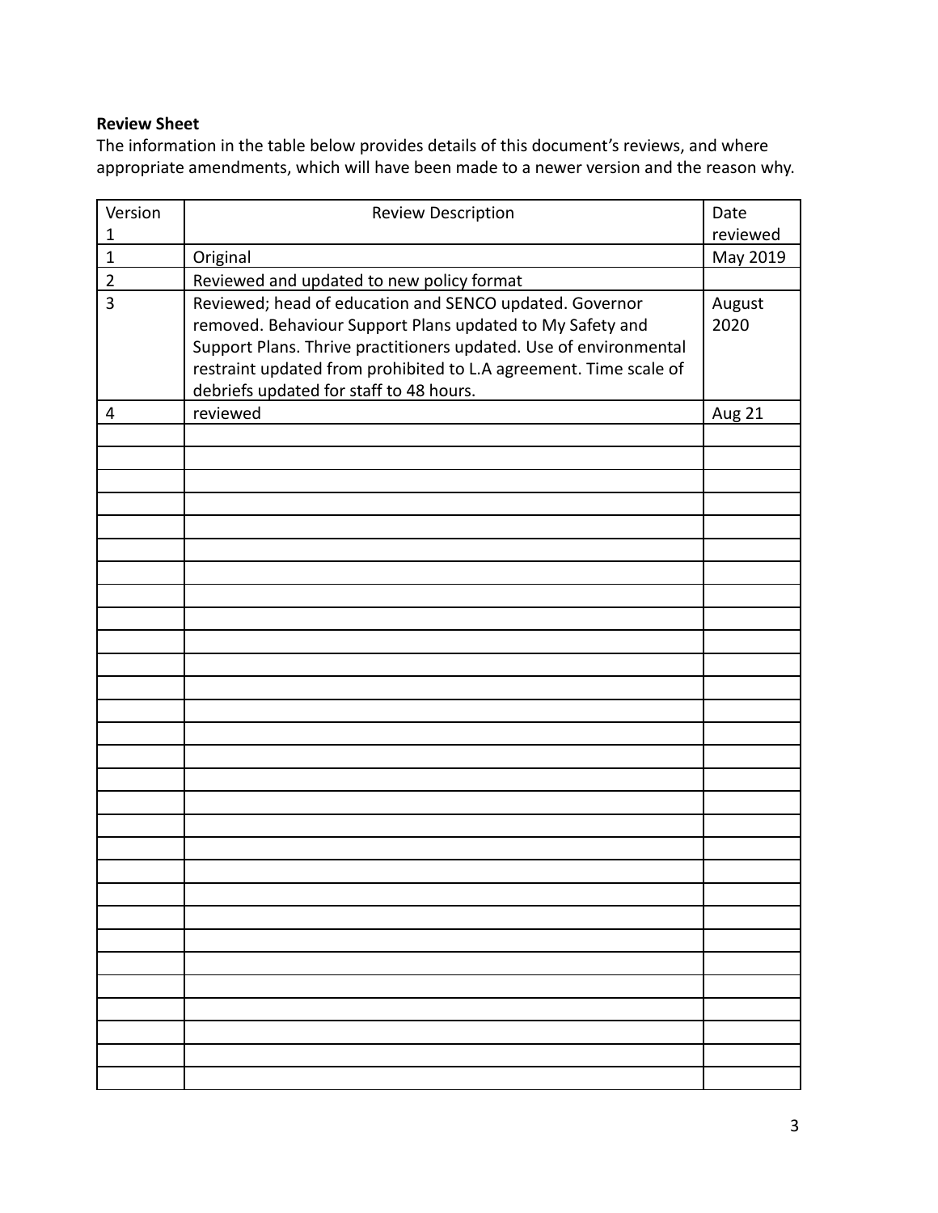**Review Sheet**

The information in the table below provides details of this document's reviews, and where appropriate amendments, which will have been made to a newer version and the reason why.

| Version 1 | Review Description | Date reviewed |
|---|---|---|
| 1 | Original | May 2019 |
| 2 | Reviewed and updated to new policy format | |
| 3 | Reviewed; head of education and SENCO updated. Governor removed. Behaviour Support Plans updated to My Safety and Support Plans. Thrive practitioners updated. Use of environmental restraint updated from prohibited to L.A agreement. Time scale of debriefs updated for staff to 48 hours. | August 2020 |
| 4 | reviewed | Aug 21 |
| | | |
| | | |
| | | |
| | | |
| | | |
| | | |
| | | |
| | | |
| | | |
| | | |
| | | |
| | | |
| | | |
| | | |
| | | |
| | | |
| | | |
| | | |
| | | |
| | | |
| | | |
| | | |
| | | |
| | | |
| | | |
| | | |
| | | |
| | | |
| | | |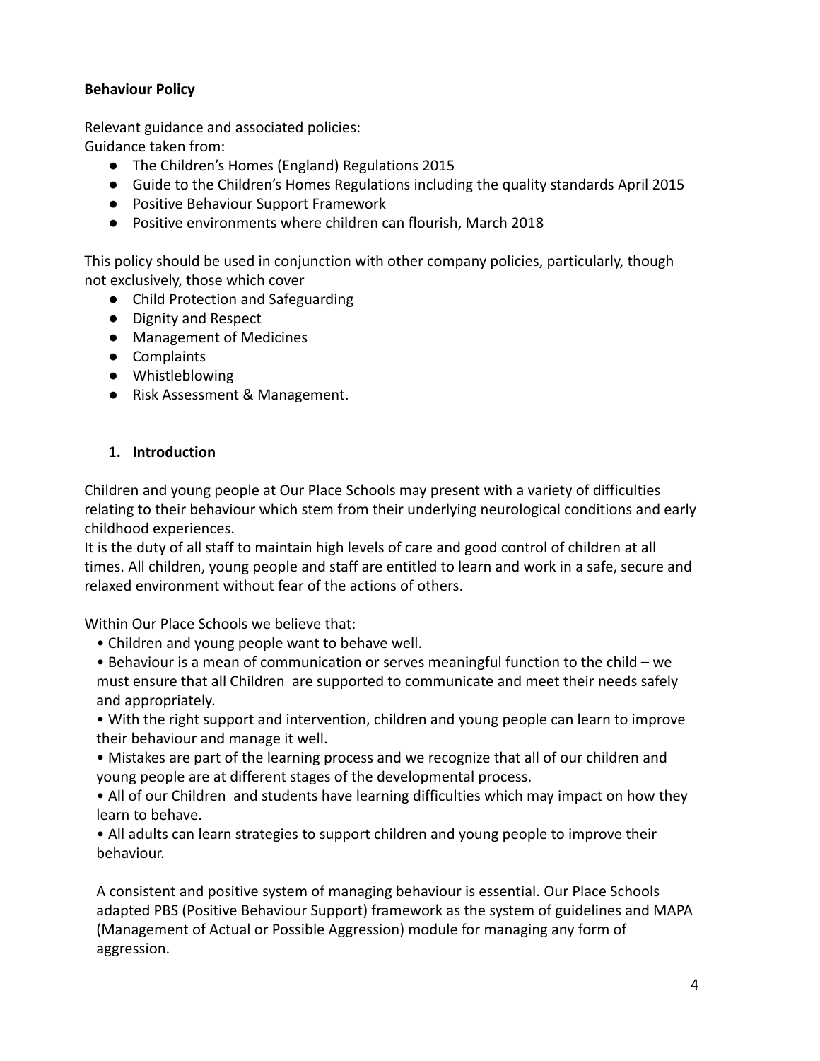**Behaviour Policy**

Relevant guidance and associated policies:
Guidance taken from:

- The Children's Homes (England) Regulations 2015
- Guide to the Children's Homes Regulations including the quality standards April 2015
- Positive Behaviour Support Framework
- Positive environments where children can flourish, March 2018

This policy should be used in conjunction with other company policies, particularly, though not exclusively, those which cover

- Child Protection and Safeguarding
- Dignity and Respect
- Management of Medicines
- Complaints
- Whistleblowing
- Risk Assessment & Management.

## 1. Introduction

Children and young people at Our Place Schools may present with a variety of difficulties relating to their behaviour which stem from their underlying neurological conditions and early childhood experiences.
It is the duty of all staff to maintain high levels of care and good control of children at all times. All children, young people and staff are entitled to learn and work in a safe, secure and relaxed environment without fear of the actions of others.

Within Our Place Schools we believe that:

- Children and young people want to behave well.
- Behaviour is a mean of communication or serves meaningful function to the child – we must ensure that all Children are supported to communicate and meet their needs safely and appropriately.
- With the right support and intervention, children and young people can learn to improve their behaviour and manage it well.
- Mistakes are part of the learning process and we recognize that all of our children and young people are at different stages of the developmental process.
- All of our Children and students have learning difficulties which may impact on how they learn to behave.
- All adults can learn strategies to support children and young people to improve their behaviour.

A consistent and positive system of managing behaviour is essential. Our Place Schools adapted PBS (Positive Behaviour Support) framework as the system of guidelines and MAPA (Management of Actual or Possible Aggression) module for managing any form of aggression.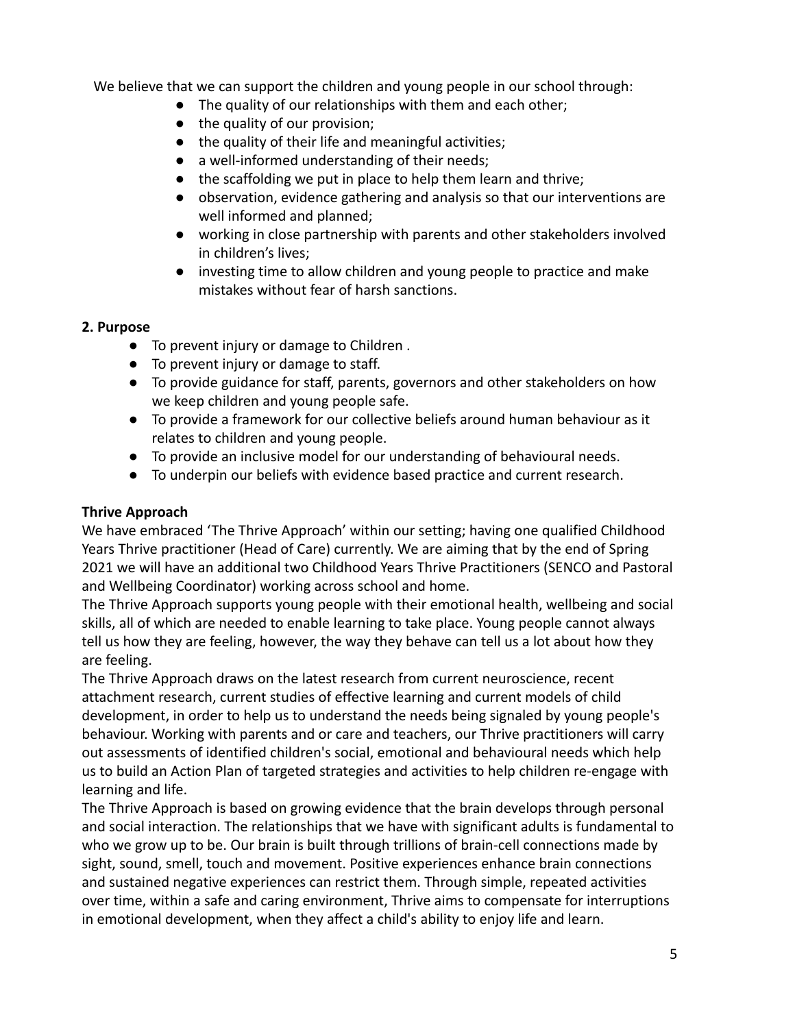We believe that we can support the children and young people in our school through:

- The quality of our relationships with them and each other;
- the quality of our provision;
- the quality of their life and meaningful activities;
- a well-informed understanding of their needs;
- the scaffolding we put in place to help them learn and thrive;
- observation, evidence gathering and analysis so that our interventions are well informed and planned;
- working in close partnership with parents and other stakeholders involved in children's lives;
- investing time to allow children and young people to practice and make mistakes without fear of harsh sanctions.

## 2. Purpose

- To prevent injury or damage to Children .
- To prevent injury or damage to staff.
- To provide guidance for staff, parents, governors and other stakeholders on how we keep children and young people safe.
- To provide a framework for our collective beliefs around human behaviour as it relates to children and young people.
- To provide an inclusive model for our understanding of behavioural needs.
- To underpin our beliefs with evidence based practice and current research.

### Thrive Approach

We have embraced 'The Thrive Approach' within our setting; having one qualified Childhood Years Thrive practitioner (Head of Care) currently. We are aiming that by the end of Spring 2021 we will have an additional two Childhood Years Thrive Practitioners (SENCO and Pastoral and Wellbeing Coordinator) working across school and home.

The Thrive Approach supports young people with their emotional health, wellbeing and social skills, all of which are needed to enable learning to take place. Young people cannot always tell us how they are feeling, however, the way they behave can tell us a lot about how they are feeling.

The Thrive Approach draws on the latest research from current neuroscience, recent attachment research, current studies of effective learning and current models of child development, in order to help us to understand the needs being signaled by young people's behaviour. Working with parents and or care and teachers, our Thrive practitioners will carry out assessments of identified children's social, emotional and behavioural needs which help us to build an Action Plan of targeted strategies and activities to help children re-engage with learning and life.

The Thrive Approach is based on growing evidence that the brain develops through personal and social interaction. The relationships that we have with significant adults is fundamental to who we grow up to be. Our brain is built through trillions of brain-cell connections made by sight, sound, smell, touch and movement. Positive experiences enhance brain connections and sustained negative experiences can restrict them. Through simple, repeated activities over time, within a safe and caring environment, Thrive aims to compensate for interruptions in emotional development, when they affect a child's ability to enjoy life and learn.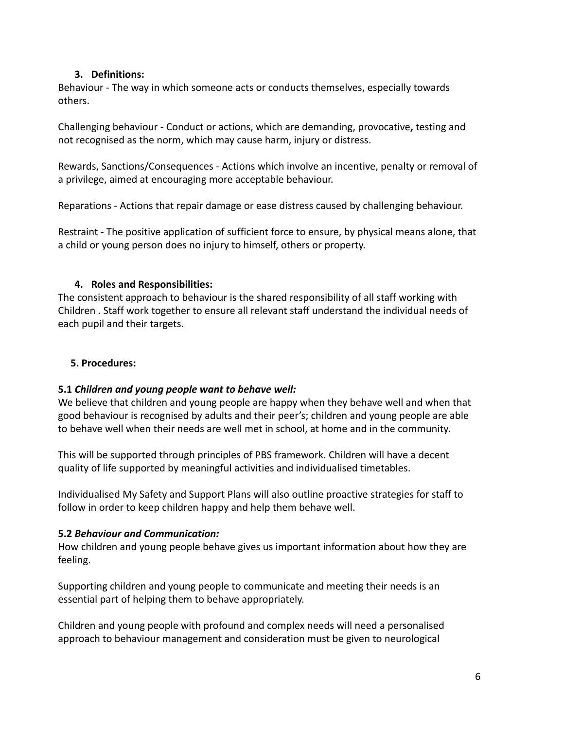## 3. Definitions:

Behaviour - The way in which someone acts or conducts themselves, especially towards others.

Challenging behaviour - Conduct or actions, which are demanding, provocative**,** testing and not recognised as the norm, which may cause harm, injury or distress.

Rewards, Sanctions/Consequences - Actions which involve an incentive, penalty or removal of a privilege, aimed at encouraging more acceptable behaviour.

Reparations - Actions that repair damage or ease distress caused by challenging behaviour.

Restraint - The positive application of sufficient force to ensure, by physical means alone, that a child or young person does no injury to himself, others or property.

## 4. Roles and Responsibilities:

The consistent approach to behaviour is the shared responsibility of all staff working with Children . Staff work together to ensure all relevant staff understand the individual needs of each pupil and their targets.

## 5. Procedures:

**5.1** ***Children and young people want to behave well:***

We believe that children and young people are happy when they behave well and when that good behaviour is recognised by adults and their peer's; children and young people are able to behave well when their needs are well met in school, at home and in the community.

This will be supported through principles of PBS framework. Children will have a decent quality of life supported by meaningful activities and individualised timetables.

Individualised My Safety and Support Plans will also outline proactive strategies for staff to follow in order to keep children happy and help them behave well.

**5.2** ***Behaviour and Communication:***

How children and young people behave gives us important information about how they are feeling.

Supporting children and young people to communicate and meeting their needs is an essential part of helping them to behave appropriately.

Children and young people with profound and complex needs will need a personalised approach to behaviour management and consideration must be given to neurological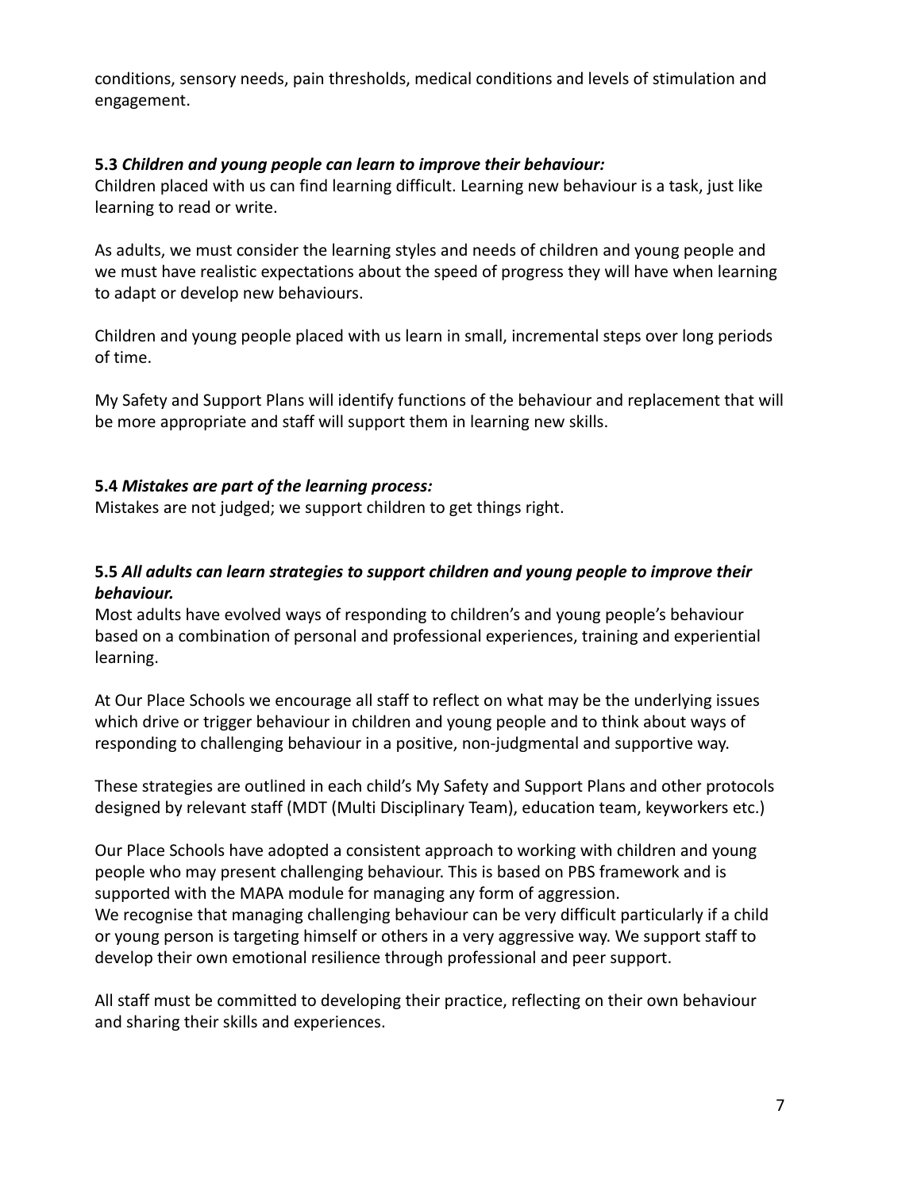conditions, sensory needs, pain thresholds, medical conditions and levels of stimulation and engagement.

**5.3** ***Children and young people can learn to improve their behaviour:***
Children placed with us can find learning difficult. Learning new behaviour is a task, just like learning to read or write.

As adults, we must consider the learning styles and needs of children and young people and we must have realistic expectations about the speed of progress they will have when learning to adapt or develop new behaviours.

Children and young people placed with us learn in small, incremental steps over long periods of time.

My Safety and Support Plans will identify functions of the behaviour and replacement that will be more appropriate and staff will support them in learning new skills.

**5.4** ***Mistakes are part of the learning process:***
Mistakes are not judged; we support children to get things right.

**5.5** ***All adults can learn strategies to support children and young people to improve their behaviour.***
Most adults have evolved ways of responding to children's and young people's behaviour based on a combination of personal and professional experiences, training and experiential learning.

At Our Place Schools we encourage all staff to reflect on what may be the underlying issues which drive or trigger behaviour in children and young people and to think about ways of responding to challenging behaviour in a positive, non-judgmental and supportive way.

These strategies are outlined in each child's My Safety and Support Plans and other protocols designed by relevant staff (MDT (Multi Disciplinary Team), education team, keyworkers etc.)

Our Place Schools have adopted a consistent approach to working with children and young people who may present challenging behaviour. This is based on PBS framework and is supported with the MAPA module for managing any form of aggression.
We recognise that managing challenging behaviour can be very difficult particularly if a child or young person is targeting himself or others in a very aggressive way. We support staff to develop their own emotional resilience through professional and peer support.

All staff must be committed to developing their practice, reflecting on their own behaviour and sharing their skills and experiences.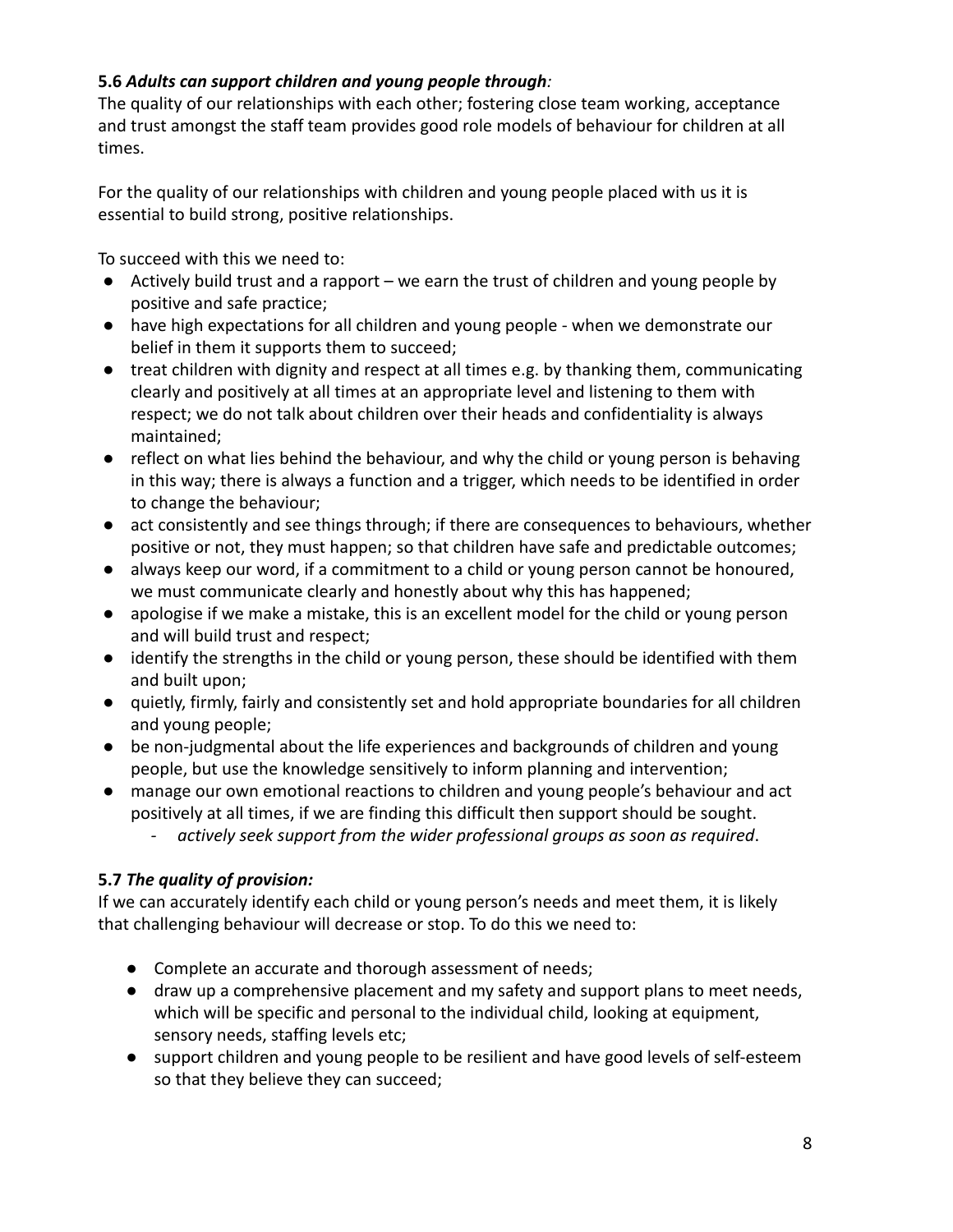**5.6** ***Adults can support children and young people through:***

The quality of our relationships with each other; fostering close team working, acceptance and trust amongst the staff team provides good role models of behaviour for children at all times.

For the quality of our relationships with children and young people placed with us it is essential to build strong, positive relationships.

To succeed with this we need to:

- Actively build trust and a rapport – we earn the trust of children and young people by positive and safe practice;
- have high expectations for all children and young people - when we demonstrate our belief in them it supports them to succeed;
- treat children with dignity and respect at all times e.g. by thanking them, communicating clearly and positively at all times at an appropriate level and listening to them with respect; we do not talk about children over their heads and confidentiality is always maintained;
- reflect on what lies behind the behaviour, and why the child or young person is behaving in this way; there is always a function and a trigger, which needs to be identified in order to change the behaviour;
- act consistently and see things through; if there are consequences to behaviours, whether positive or not, they must happen; so that children have safe and predictable outcomes;
- always keep our word, if a commitment to a child or young person cannot be honoured, we must communicate clearly and honestly about why this has happened;
- apologise if we make a mistake, this is an excellent model for the child or young person and will build trust and respect;
- identify the strengths in the child or young person, these should be identified with them and built upon;
- quietly, firmly, fairly and consistently set and hold appropriate boundaries for all children and young people;
- be non-judgmental about the life experiences and backgrounds of children and young people, but use the knowledge sensitively to inform planning and intervention;
- manage our own emotional reactions to children and young people's behaviour and act positively at all times, if we are finding this difficult then support should be sought.
    - *actively seek support from the wider professional groups as soon as required*.

**5.7** ***The quality of provision:***

If we can accurately identify each child or young person's needs and meet them, it is likely that challenging behaviour will decrease or stop. To do this we need to:

- Complete an accurate and thorough assessment of needs;
- draw up a comprehensive placement and my safety and support plans to meet needs, which will be specific and personal to the individual child, looking at equipment, sensory needs, staffing levels etc;
- support children and young people to be resilient and have good levels of self-esteem so that they believe they can succeed;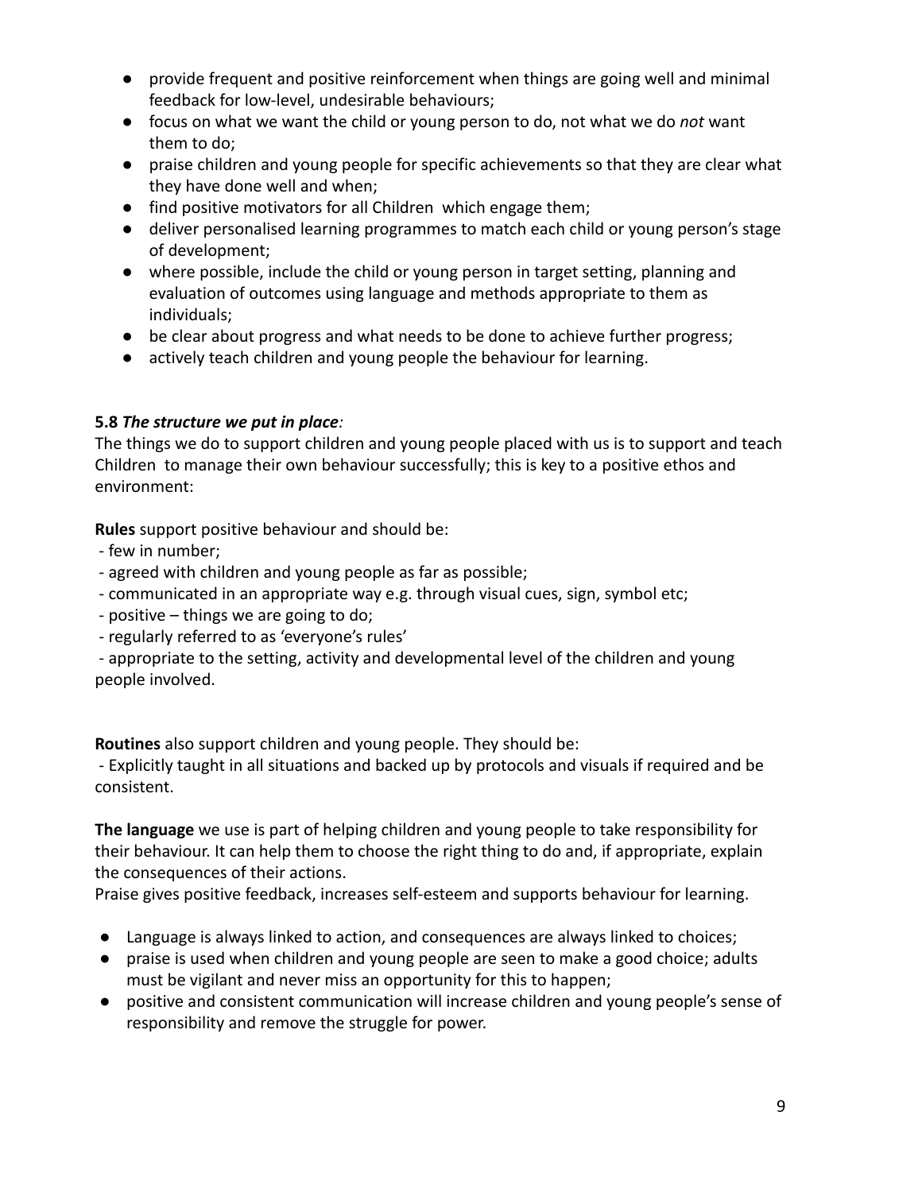- provide frequent and positive reinforcement when things are going well and minimal feedback for low-level, undesirable behaviours;
- focus on what we want the child or young person to do, not what we do *not* want them to do;
- praise children and young people for specific achievements so that they are clear what they have done well and when;
- find positive motivators for all Children which engage them;
- deliver personalised learning programmes to match each child or young person's stage of development;
- where possible, include the child or young person in target setting, planning and evaluation of outcomes using language and methods appropriate to them as individuals;
- be clear about progress and what needs to be done to achieve further progress;
- actively teach children and young people the behaviour for learning.

**5.8** ***The structure we put in place****:*

The things we do to support children and young people placed with us is to support and teach Children to manage their own behaviour successfully; this is key to a positive ethos and environment:

**Rules** support positive behaviour and should be:

- few in number;
- agreed with children and young people as far as possible;
- communicated in an appropriate way e.g. through visual cues, sign, symbol etc;
- positive – things we are going to do;
- regularly referred to as 'everyone's rules'
- appropriate to the setting, activity and developmental level of the children and young people involved.

**Routines** also support children and young people. They should be:

- Explicitly taught in all situations and backed up by protocols and visuals if required and be consistent.

**The language** we use is part of helping children and young people to take responsibility for their behaviour. It can help them to choose the right thing to do and, if appropriate, explain the consequences of their actions.

Praise gives positive feedback, increases self-esteem and supports behaviour for learning.

- Language is always linked to action, and consequences are always linked to choices;
- praise is used when children and young people are seen to make a good choice; adults must be vigilant and never miss an opportunity for this to happen;
- positive and consistent communication will increase children and young people's sense of responsibility and remove the struggle for power.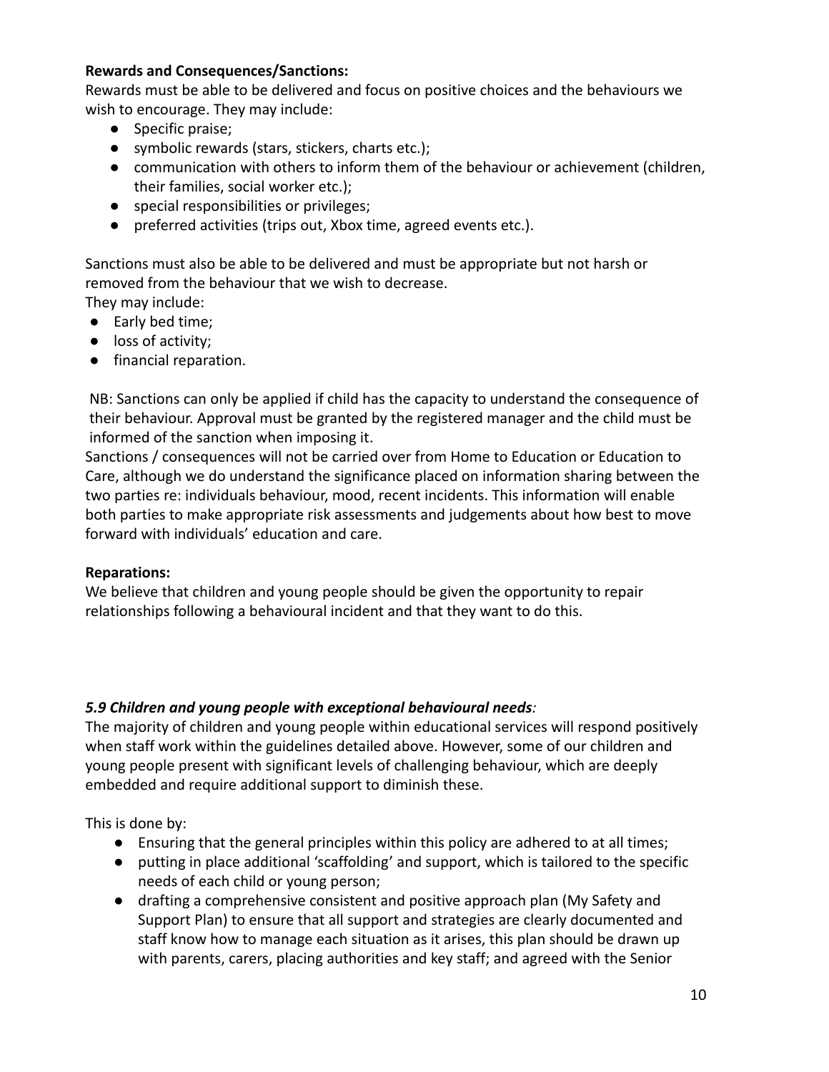**Rewards and Consequences/Sanctions:**

Rewards must be able to be delivered and focus on positive choices and the behaviours we wish to encourage. They may include:

- Specific praise;
- symbolic rewards (stars, stickers, charts etc.);
- communication with others to inform them of the behaviour or achievement (children, their families, social worker etc.);
- special responsibilities or privileges;
- preferred activities (trips out, Xbox time, agreed events etc.).

Sanctions must also be able to be delivered and must be appropriate but not harsh or removed from the behaviour that we wish to decrease.

They may include:

- Early bed time;
- loss of activity;
- financial reparation.

NB: Sanctions can only be applied if child has the capacity to understand the consequence of their behaviour. Approval must be granted by the registered manager and the child must be informed of the sanction when imposing it.

Sanctions / consequences will not be carried over from Home to Education or Education to Care, although we do understand the significance placed on information sharing between the two parties re: individuals behaviour, mood, recent incidents. This information will enable both parties to make appropriate risk assessments and judgements about how best to move forward with individuals' education and care.

**Reparations:**

We believe that children and young people should be given the opportunity to repair relationships following a behavioural incident and that they want to do this.

***5.9 Children and young people with exceptional behavioural needs**:*

The majority of children and young people within educational services will respond positively when staff work within the guidelines detailed above. However, some of our children and young people present with significant levels of challenging behaviour, which are deeply embedded and require additional support to diminish these.

This is done by:

- Ensuring that the general principles within this policy are adhered to at all times;
- putting in place additional 'scaffolding' and support, which is tailored to the specific needs of each child or young person;
- drafting a comprehensive consistent and positive approach plan (My Safety and Support Plan) to ensure that all support and strategies are clearly documented and staff know how to manage each situation as it arises, this plan should be drawn up with parents, carers, placing authorities and key staff; and agreed with the Senior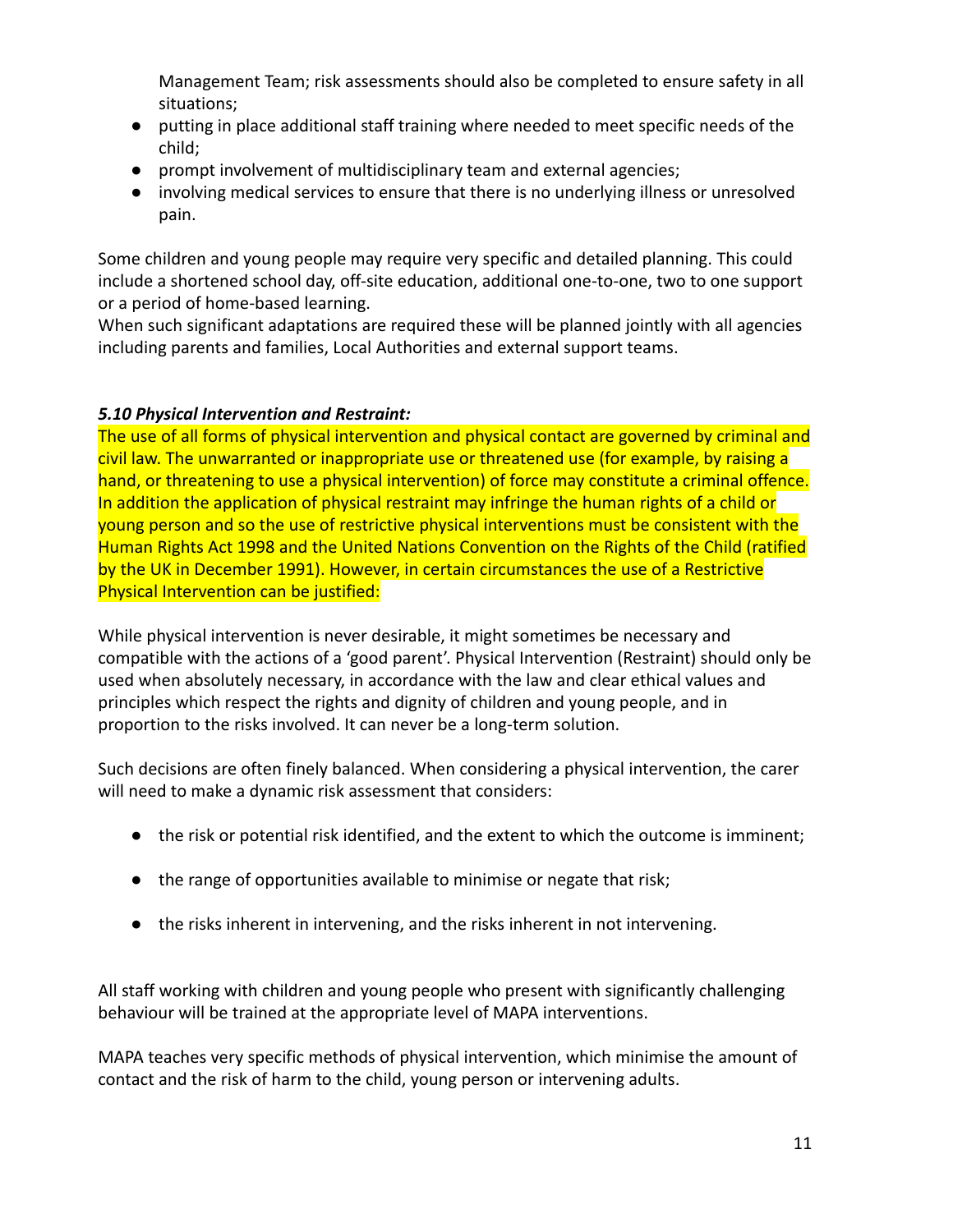Management Team; risk assessments should also be completed to ensure safety in all situations;
- putting in place additional staff training where needed to meet specific needs of the child;
- prompt involvement of multidisciplinary team and external agencies;
- involving medical services to ensure that there is no underlying illness or unresolved pain.

Some children and young people may require very specific and detailed planning. This could include a shortened school day, off-site education, additional one-to-one, two to one support or a period of home-based learning.
When such significant adaptations are required these will be planned jointly with all agencies including parents and families, Local Authorities and external support teams.

***5.10 Physical Intervention and Restraint:***

The use of all forms of physical intervention and physical contact are governed by criminal and civil law. The unwarranted or inappropriate use or threatened use (for example, by raising a hand, or threatening to use a physical intervention) of force may constitute a criminal offence. In addition the application of physical restraint may infringe the human rights of a child or young person and so the use of restrictive physical interventions must be consistent with the Human Rights Act 1998 and the United Nations Convention on the Rights of the Child (ratified by the UK in December 1991). However, in certain circumstances the use of a Restrictive Physical Intervention can be justified:

While physical intervention is never desirable, it might sometimes be necessary and compatible with the actions of a 'good parent'. Physical Intervention (Restraint) should only be used when absolutely necessary, in accordance with the law and clear ethical values and principles which respect the rights and dignity of children and young people, and in proportion to the risks involved. It can never be a long-term solution.

Such decisions are often finely balanced. When considering a physical intervention, the carer will need to make a dynamic risk assessment that considers:

- the risk or potential risk identified, and the extent to which the outcome is imminent;
- the range of opportunities available to minimise or negate that risk;
- the risks inherent in intervening, and the risks inherent in not intervening.

All staff working with children and young people who present with significantly challenging behaviour will be trained at the appropriate level of MAPA interventions.

MAPA teaches very specific methods of physical intervention, which minimise the amount of contact and the risk of harm to the child, young person or intervening adults.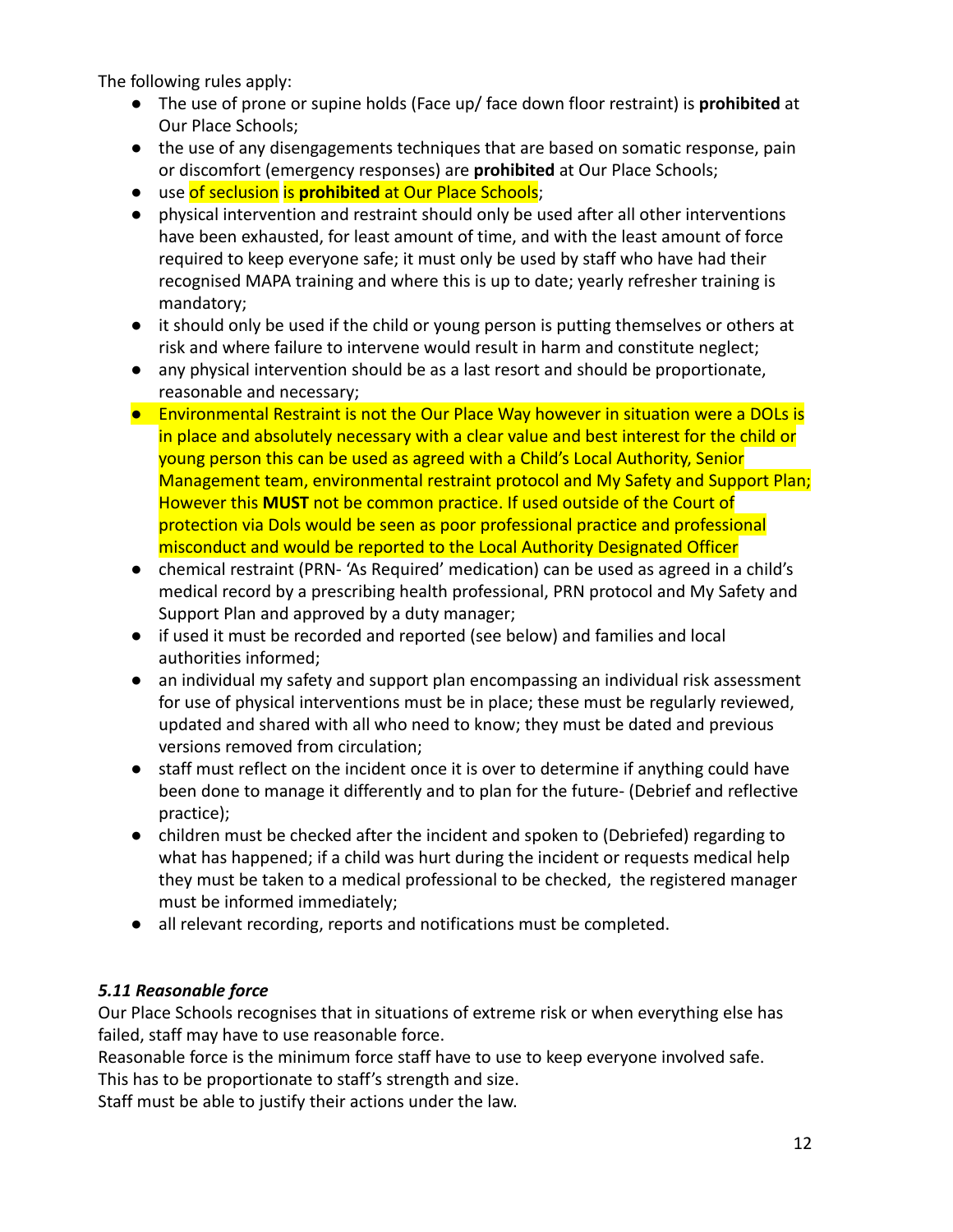The following rules apply:

- The use of prone or supine holds (Face up/ face down floor restraint) is **prohibited** at Our Place Schools;
- the use of any disengagements techniques that are based on somatic response, pain or discomfort (emergency responses) are **prohibited** at Our Place Schools;
- use of seclusion is **prohibited** at Our Place Schools;
- physical intervention and restraint should only be used after all other interventions have been exhausted, for least amount of time, and with the least amount of force required to keep everyone safe; it must only be used by staff who have had their recognised MAPA training and where this is up to date; yearly refresher training is mandatory;
- it should only be used if the child or young person is putting themselves or others at risk and where failure to intervene would result in harm and constitute neglect;
- any physical intervention should be as a last resort and should be proportionate, reasonable and necessary;
- Environmental Restraint is not the Our Place Way however in situation were a DOLs is in place and absolutely necessary with a clear value and best interest for the child or young person this can be used as agreed with a Child's Local Authority, Senior Management team, environmental restraint protocol and My Safety and Support Plan; However this **MUST** not be common practice. If used outside of the Court of protection via Dols would be seen as poor professional practice and professional misconduct and would be reported to the Local Authority Designated Officer
- chemical restraint (PRN- 'As Required' medication) can be used as agreed in a child's medical record by a prescribing health professional, PRN protocol and My Safety and Support Plan and approved by a duty manager;
- if used it must be recorded and reported (see below) and families and local authorities informed;
- an individual my safety and support plan encompassing an individual risk assessment for use of physical interventions must be in place; these must be regularly reviewed, updated and shared with all who need to know; they must be dated and previous versions removed from circulation;
- staff must reflect on the incident once it is over to determine if anything could have been done to manage it differently and to plan for the future- (Debrief and reflective practice);
- children must be checked after the incident and spoken to (Debriefed) regarding to what has happened; if a child was hurt during the incident or requests medical help they must be taken to a medical professional to be checked, the registered manager must be informed immediately;
- all relevant recording, reports and notifications must be completed.

### *5.11 Reasonable force*

Our Place Schools recognises that in situations of extreme risk or when everything else has failed, staff may have to use reasonable force.

Reasonable force is the minimum force staff have to use to keep everyone involved safe.

This has to be proportionate to staff's strength and size.

Staff must be able to justify their actions under the law.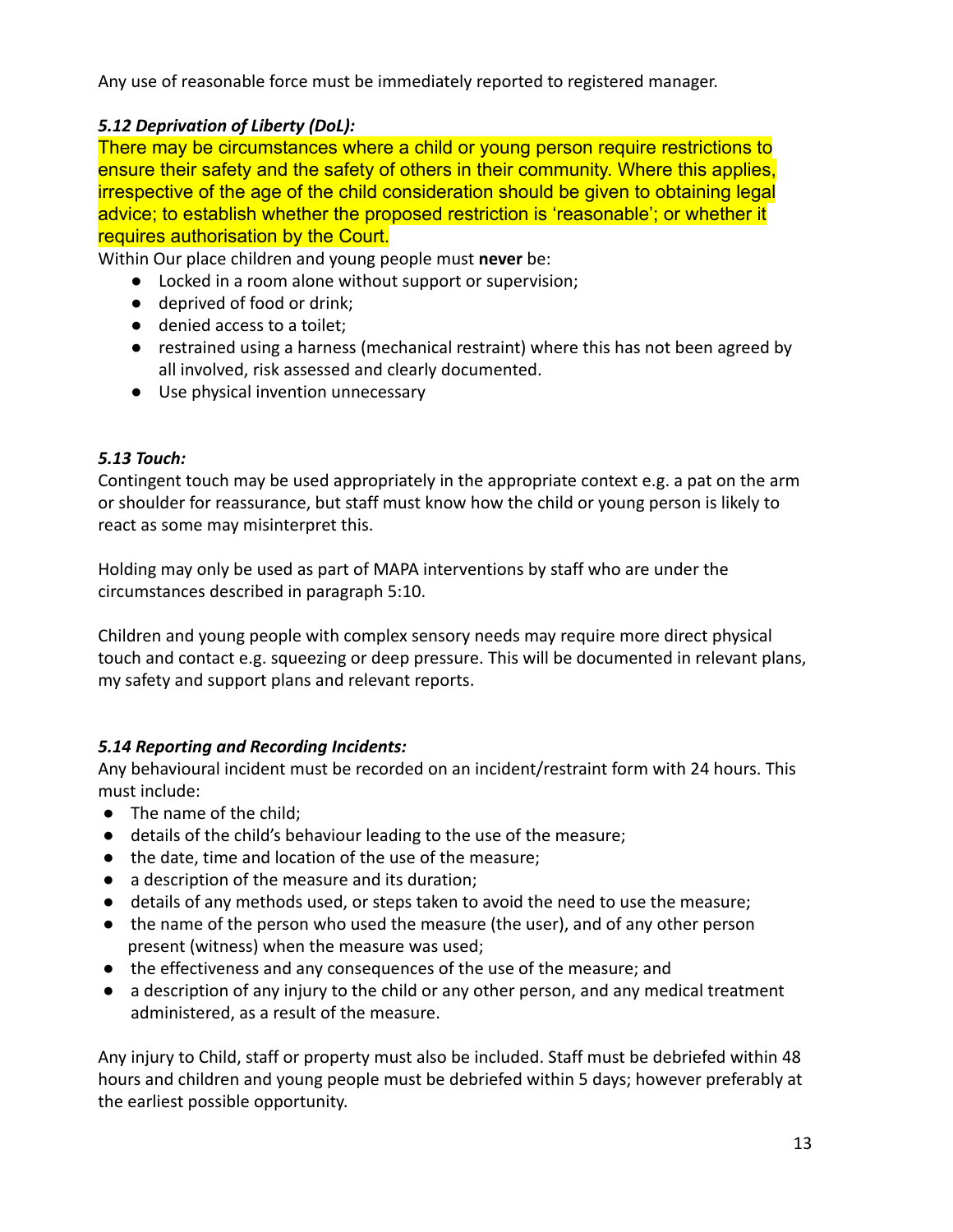Any use of reasonable force must be immediately reported to registered manager.

### *5.12 Deprivation of Liberty (DoL):*

There may be circumstances where a child or young person require restrictions to ensure their safety and the safety of others in their community. Where this applies, irrespective of the age of the child consideration should be given to obtaining legal advice; to establish whether the proposed restriction is 'reasonable'; or whether it requires authorisation by the Court.

Within Our place children and young people must **never** be:

- Locked in a room alone without support or supervision;
- deprived of food or drink;
- denied access to a toilet;
- restrained using a harness (mechanical restraint) where this has not been agreed by all involved, risk assessed and clearly documented.
- Use physical invention unnecessary

### *5.13 Touch:*

Contingent touch may be used appropriately in the appropriate context e.g. a pat on the arm or shoulder for reassurance, but staff must know how the child or young person is likely to react as some may misinterpret this.

Holding may only be used as part of MAPA interventions by staff who are under the circumstances described in paragraph 5:10.

Children and young people with complex sensory needs may require more direct physical touch and contact e.g. squeezing or deep pressure. This will be documented in relevant plans, my safety and support plans and relevant reports.

### *5.14 Reporting and Recording Incidents:*

Any behavioural incident must be recorded on an incident/restraint form with 24 hours. This must include:

- The name of the child;
- details of the child's behaviour leading to the use of the measure;
- the date, time and location of the use of the measure;
- a description of the measure and its duration;
- details of any methods used, or steps taken to avoid the need to use the measure;
- the name of the person who used the measure (the user), and of any other person present (witness) when the measure was used;
- the effectiveness and any consequences of the use of the measure; and
- a description of any injury to the child or any other person, and any medical treatment administered, as a result of the measure.

Any injury to Child, staff or property must also be included. Staff must be debriefed within 48 hours and children and young people must be debriefed within 5 days; however preferably at the earliest possible opportunity.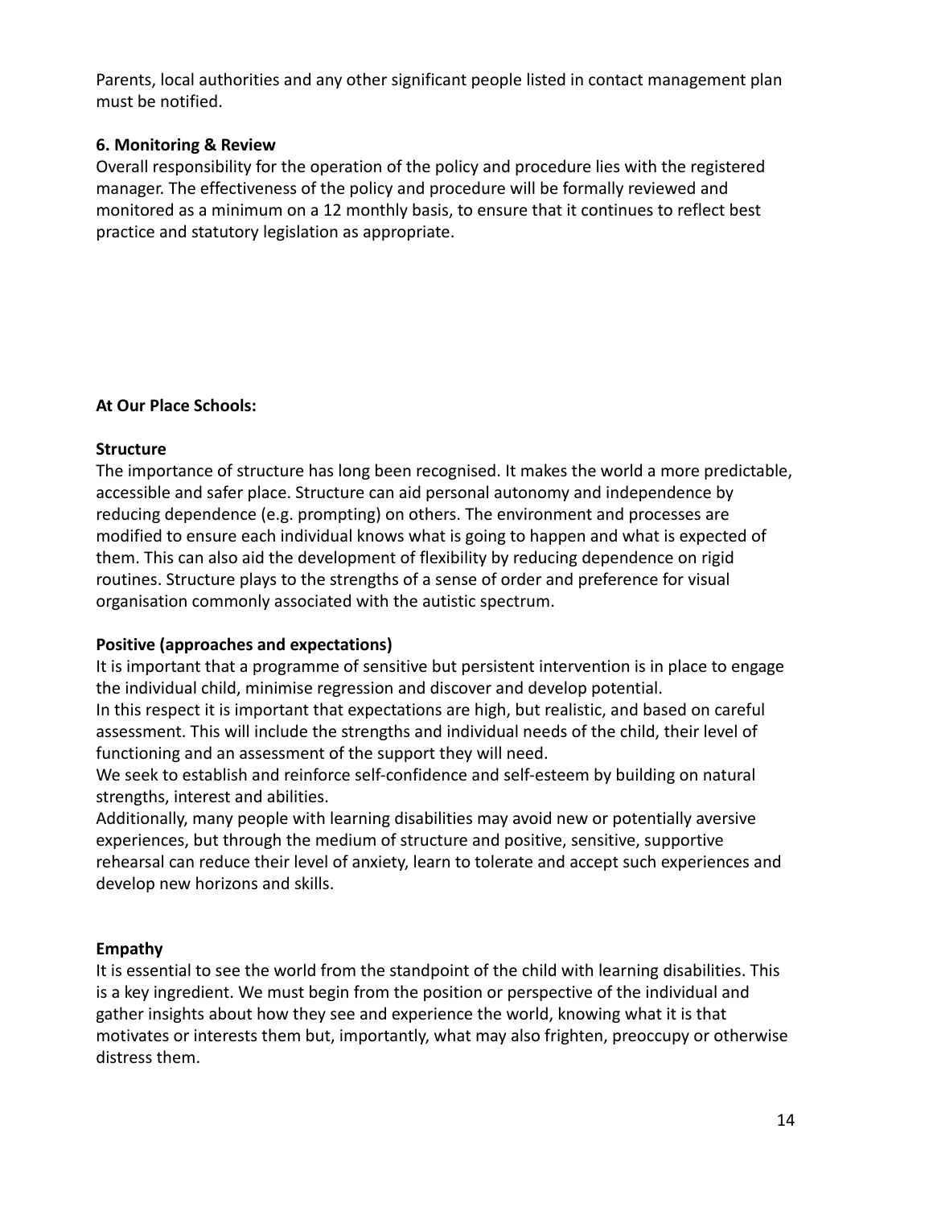Parents, local authorities and any other significant people listed in contact management plan must be notified.

**6. Monitoring & Review**

Overall responsibility for the operation of the policy and procedure lies with the registered manager. The effectiveness of the policy and procedure will be formally reviewed and monitored as a minimum on a 12 monthly basis, to ensure that it continues to reflect best practice and statutory legislation as appropriate.

**At Our Place Schools:**

**Structure**

The importance of structure has long been recognised. It makes the world a more predictable, accessible and safer place. Structure can aid personal autonomy and independence by reducing dependence (e.g. prompting) on others. The environment and processes are modified to ensure each individual knows what is going to happen and what is expected of them. This can also aid the development of flexibility by reducing dependence on rigid routines. Structure plays to the strengths of a sense of order and preference for visual organisation commonly associated with the autistic spectrum.

**Positive (approaches and expectations)**

It is important that a programme of sensitive but persistent intervention is in place to engage the individual child, minimise regression and discover and develop potential.

In this respect it is important that expectations are high, but realistic, and based on careful assessment. This will include the strengths and individual needs of the child, their level of functioning and an assessment of the support they will need.

We seek to establish and reinforce self-confidence and self-esteem by building on natural strengths, interest and abilities.

Additionally, many people with learning disabilities may avoid new or potentially aversive experiences, but through the medium of structure and positive, sensitive, supportive rehearsal can reduce their level of anxiety, learn to tolerate and accept such experiences and develop new horizons and skills.

**Empathy**

It is essential to see the world from the standpoint of the child with learning disabilities. This is a key ingredient. We must begin from the position or perspective of the individual and gather insights about how they see and experience the world, knowing what it is that motivates or interests them but, importantly, what may also frighten, preoccupy or otherwise distress them.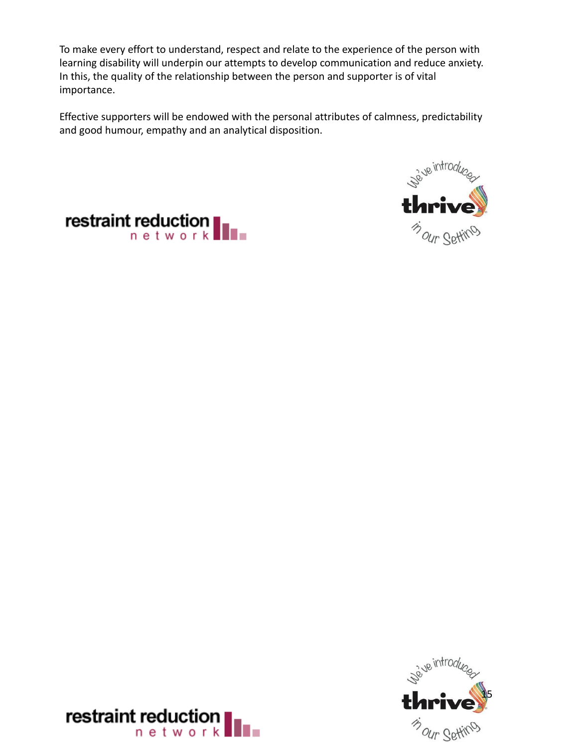To make every effort to understand, respect and relate to the experience of the person with learning disability will underpin our attempts to develop communication and reduce anxiety. In this, the quality of the relationship between the person and supporter is of vital importance.

Effective supporters will be endowed with the personal attributes of calmness, predictability and good humour, empathy and an analytical disposition.